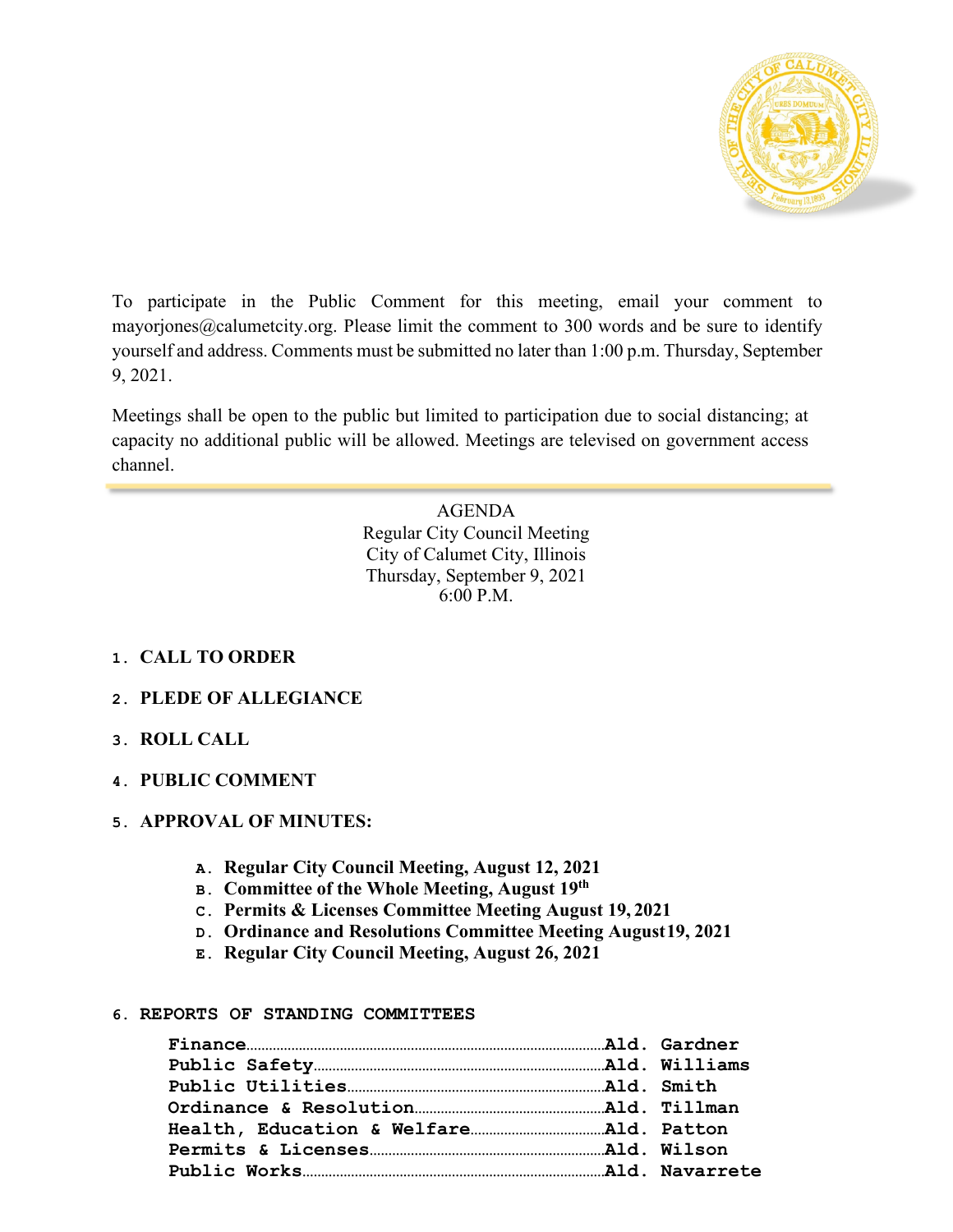To participate in the Public Comment for this meeting, email your comment to mayorjones@calumetcity.org. Please limit the comment to 300 words and be sure to identify yourself and address. Comments must be submitted no later than 1:00 p.m. Thursday, September 9, 2021.

Meetings shall be open to the public but limited to participation due to social distancing; at capacity no additional public will be allowed. Meetings are televised on government access channel.

---

AGENDA
Regular City Council Meeting
City of Calumet City, Illinois
Thursday, September 9, 2021
6:00 P.M.

1. **CALL TO ORDER**

2. **PLEDE OF ALLEGIANCE**

3. **ROLL CALL**

4. **PUBLIC COMMENT**

5. **APPROVAL OF MINUTES:**

   A. **Regular City Council Meeting, August 12, 2021**
   B. **Committee of the Whole Meeting, August 19th**
   C. **Permits & Licenses Committee Meeting August 19, 2021**
   D. **Ordinance and Resolutions Committee Meeting August19, 2021**
   E. **Regular City Council Meeting, August 26, 2021**

6. **REPORTS OF STANDING COMMITTEES**

   **Finance**........................................**Ald. Gardner**
   **Public Safety**..................................**Ald. Williams**
   **Public Utilities**...............................**Ald. Smith**
   **Ordinance & Resolution**.........................**Ald. Tillman**
   **Health, Education & Welfare**....................**Ald. Patton**
   **Permits & Licenses**.............................**Ald. Wilson**
   **Public Works**...................................**Ald. Navarrete**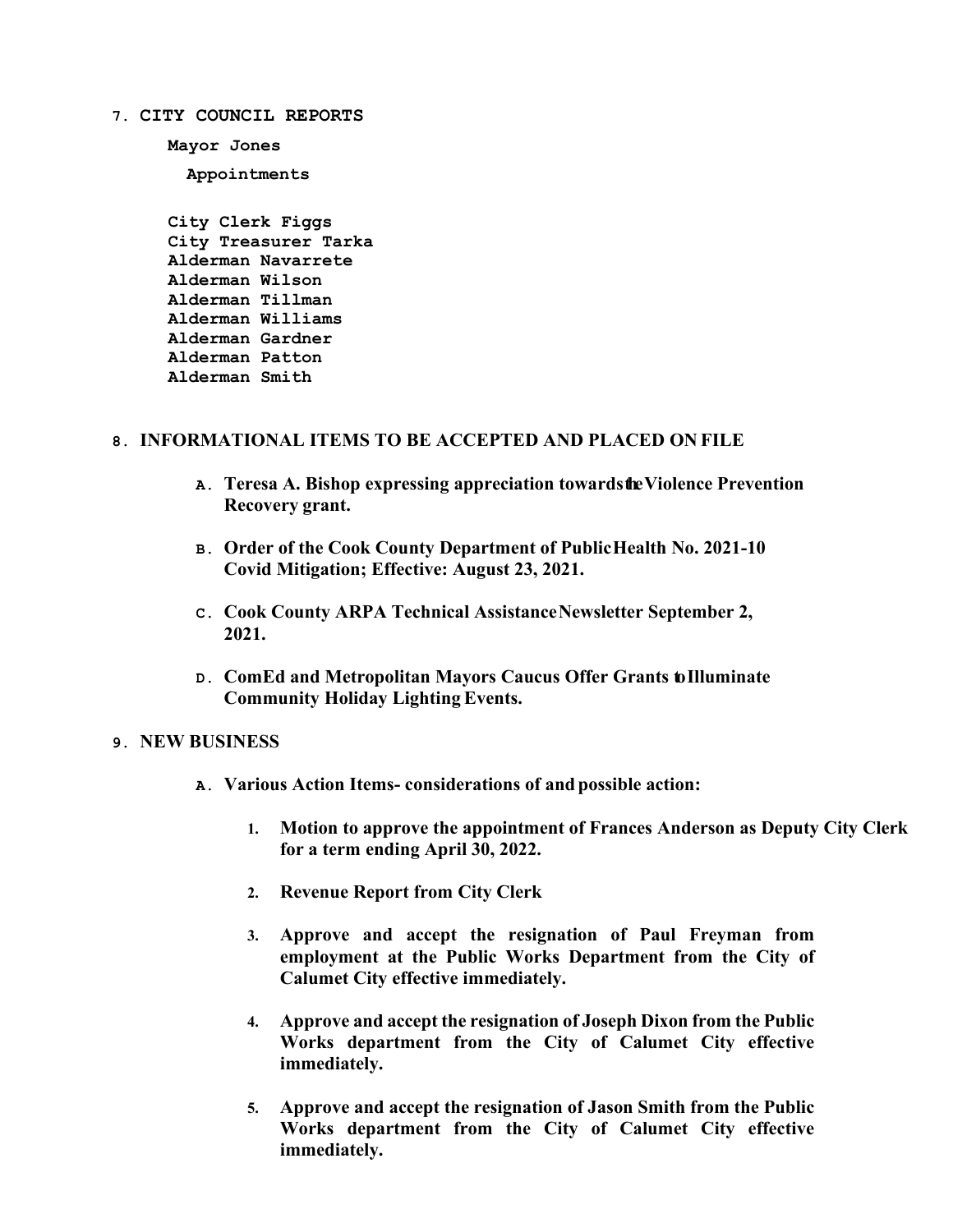## 7. CITY COUNCIL REPORTS

**Mayor Jones**

**Appointments**

**City Clerk Figgs**
**City Treasurer Tarka**
**Alderman Navarrete**
**Alderman Wilson**
**Alderman Tillman**
**Alderman Williams**
**Alderman Gardner**
**Alderman Patton**
**Alderman Smith**

## 8. INFORMATIONAL ITEMS TO BE ACCEPTED AND PLACED ON FILE

- **A. Teresa A. Bishop expressing appreciation towards the Violence Prevention Recovery grant.**
- **B. Order of the Cook County Department of Public Health No. 2021-10 Covid Mitigation; Effective: August 23, 2021.**
- **C. Cook County ARPA Technical Assistance Newsletter September 2, 2021.**
- **D. ComEd and Metropolitan Mayors Caucus Offer Grants to Illuminate Community Holiday Lighting Events.**

## 9. NEW BUSINESS

- **A. Various Action Items- considerations of and possible action:**
  1. **Motion to approve the appointment of Frances Anderson as Deputy City Clerk for a term ending April 30, 2022.**
  2. **Revenue Report from City Clerk**
  3. **Approve and accept the resignation of Paul Freyman from employment at the Public Works Department from the City of Calumet City effective immediately.**
  4. **Approve and accept the resignation of Joseph Dixon from the Public Works department from the City of Calumet City effective immediately.**
  5. **Approve and accept the resignation of Jason Smith from the Public Works department from the City of Calumet City effective immediately.**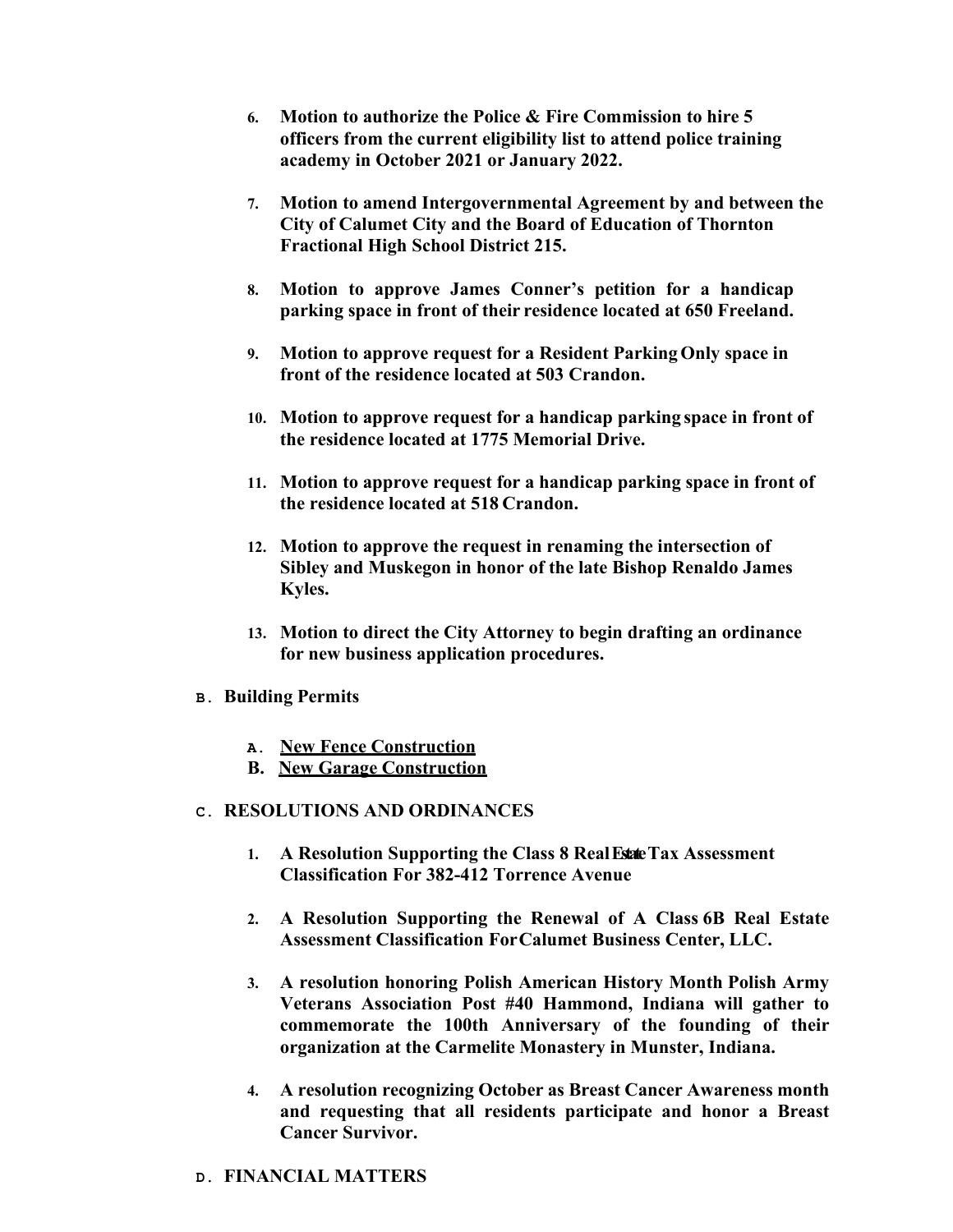6. **Motion to authorize the Police & Fire Commission to hire 5 officers from the current eligibility list to attend police training academy in October 2021 or January 2022.**

7. **Motion to amend Intergovernmental Agreement by and between the City of Calumet City and the Board of Education of Thornton Fractional High School District 215.**

8. **Motion to approve James Conner's petition for a handicap parking space in front of their residence located at 650 Freeland.**

9. **Motion to approve request for a Resident Parking Only space in front of the residence located at 503 Crandon.**

10. **Motion to approve request for a handicap parking space in front of the residence located at 1775 Memorial Drive.**

11. **Motion to approve request for a handicap parking space in front of the residence located at 518 Crandon.**

12. **Motion to approve the request in renaming the intersection of Sibley and Muskegon in honor of the late Bishop Renaldo James Kyles.**

13. **Motion to direct the City Attorney to begin drafting an ordinance for new business application procedures.**

**B. Building Permits**

- **A. New Fence Construction**
- **B. New Garage Construction**

**C. RESOLUTIONS AND ORDINANCES**

1. **A Resolution Supporting the Class 8 Real Estate Tax Assessment Classification For 382-412 Torrence Avenue**

2. **A Resolution Supporting the Renewal of A Class 6B Real Estate Assessment Classification For Calumet Business Center, LLC.**

3. **A resolution honoring Polish American History Month Polish Army Veterans Association Post #40 Hammond, Indiana will gather to commemorate the 100th Anniversary of the founding of their organization at the Carmelite Monastery in Munster, Indiana.**

4. **A resolution recognizing October as Breast Cancer Awareness month and requesting that all residents participate and honor a Breast Cancer Survivor.**

**D. FINANCIAL MATTERS**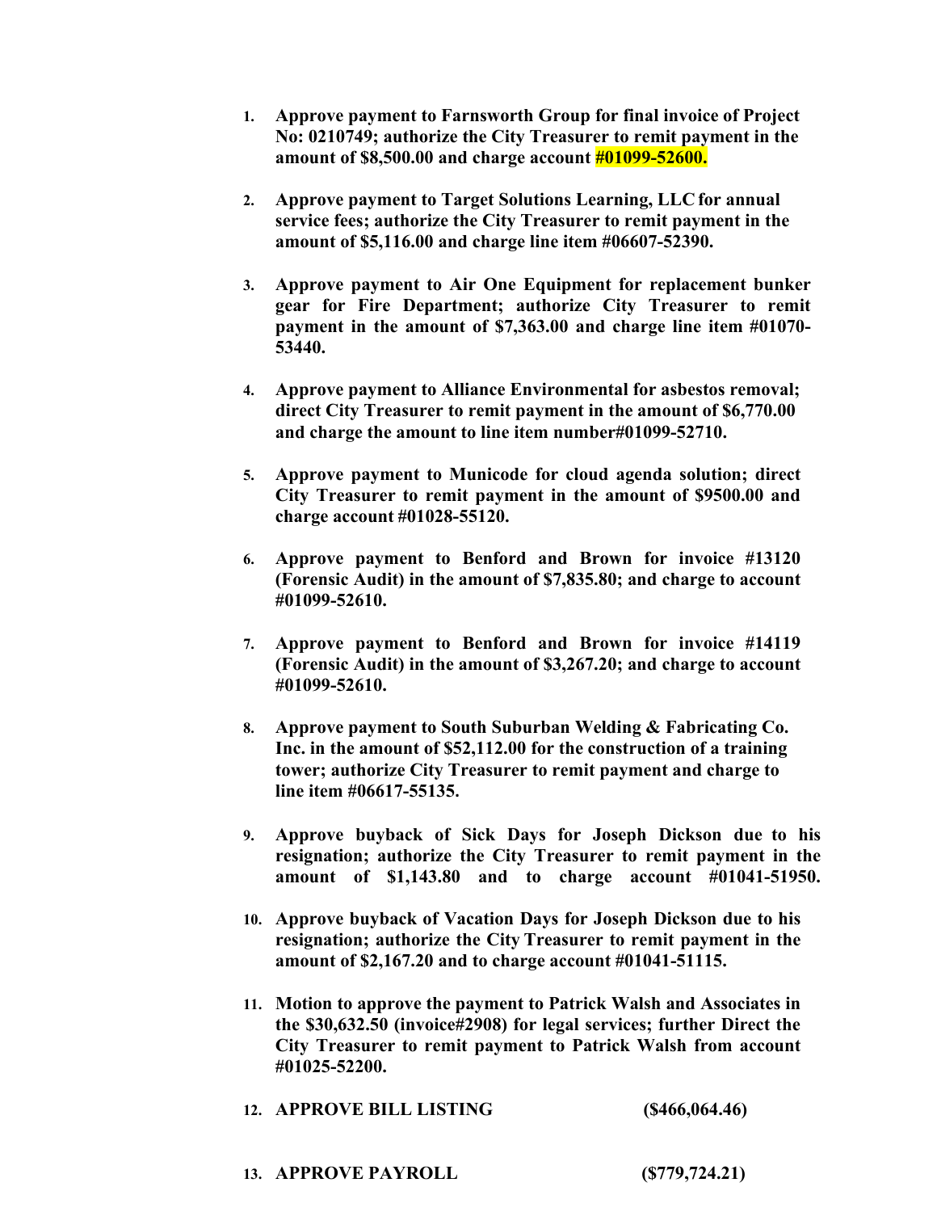1. **Approve payment to Farnsworth Group for final invoice of Project No: 0210749; authorize the City Treasurer to remit payment in the amount of $8,500.00 and charge account #01099-52600.**

2. **Approve payment to Target Solutions Learning, LLC for annual service fees; authorize the City Treasurer to remit payment in the amount of $5,116.00 and charge line item #06607-52390.**

3. **Approve payment to Air One Equipment for replacement bunker gear for Fire Department; authorize City Treasurer to remit payment in the amount of $7,363.00 and charge line item #01070-53440.**

4. **Approve payment to Alliance Environmental for asbestos removal; direct City Treasurer to remit payment in the amount of $6,770.00 and charge the amount to line item number#01099-52710.**

5. **Approve payment to Municode for cloud agenda solution; direct City Treasurer to remit payment in the amount of $9500.00 and charge account #01028-55120.**

6. **Approve payment to Benford and Brown for invoice #13120 (Forensic Audit) in the amount of $7,835.80; and charge to account #01099-52610.**

7. **Approve payment to Benford and Brown for invoice #14119 (Forensic Audit) in the amount of $3,267.20; and charge to account #01099-52610.**

8. **Approve payment to South Suburban Welding & Fabricating Co. Inc. in the amount of $52,112.00 for the construction of a training tower; authorize City Treasurer to remit payment and charge to line item #06617-55135.**

9. **Approve buyback of Sick Days for Joseph Dickson due to his resignation; authorize the City Treasurer to remit payment in the amount of $1,143.80 and to charge account #01041-51950.**

10. **Approve buyback of Vacation Days for Joseph Dickson due to his resignation; authorize the City Treasurer to remit payment in the amount of $2,167.20 and to charge account #01041-51115.**

11. **Motion to approve the payment to Patrick Walsh and Associates in the $30,632.50 (invoice#2908) for legal services; further Direct the City Treasurer to remit payment to Patrick Walsh from account #01025-52200.**

12. **APPROVE BILL LISTING ($466,064.46)**

13. **APPROVE PAYROLL ($779,724.21)**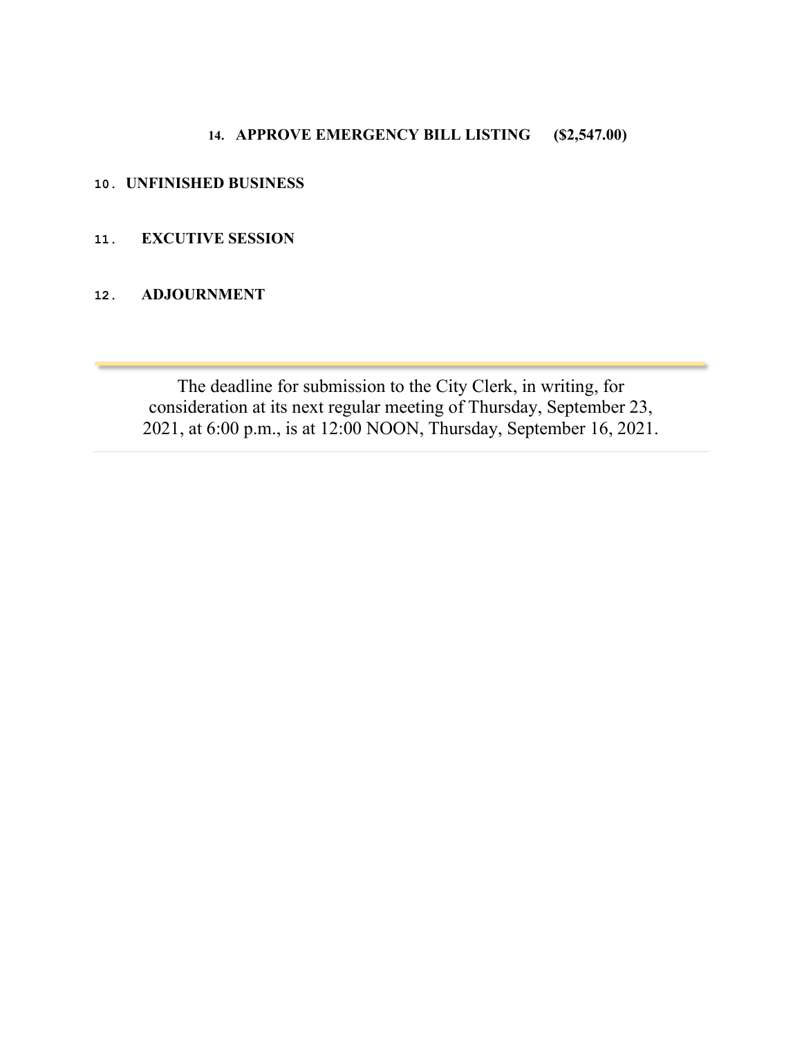**14. APPROVE EMERGENCY BILL LISTING (\$2,547.00)**

**10. UNFINISHED BUSINESS**

**11. EXCUTIVE SESSION**

**12. ADJOURNMENT**

---

The deadline for submission to the City Clerk, in writing, for consideration at its next regular meeting of Thursday, September 23, 2021, at 6:00 p.m., is at 12:00 NOON, Thursday, September 16, 2021.